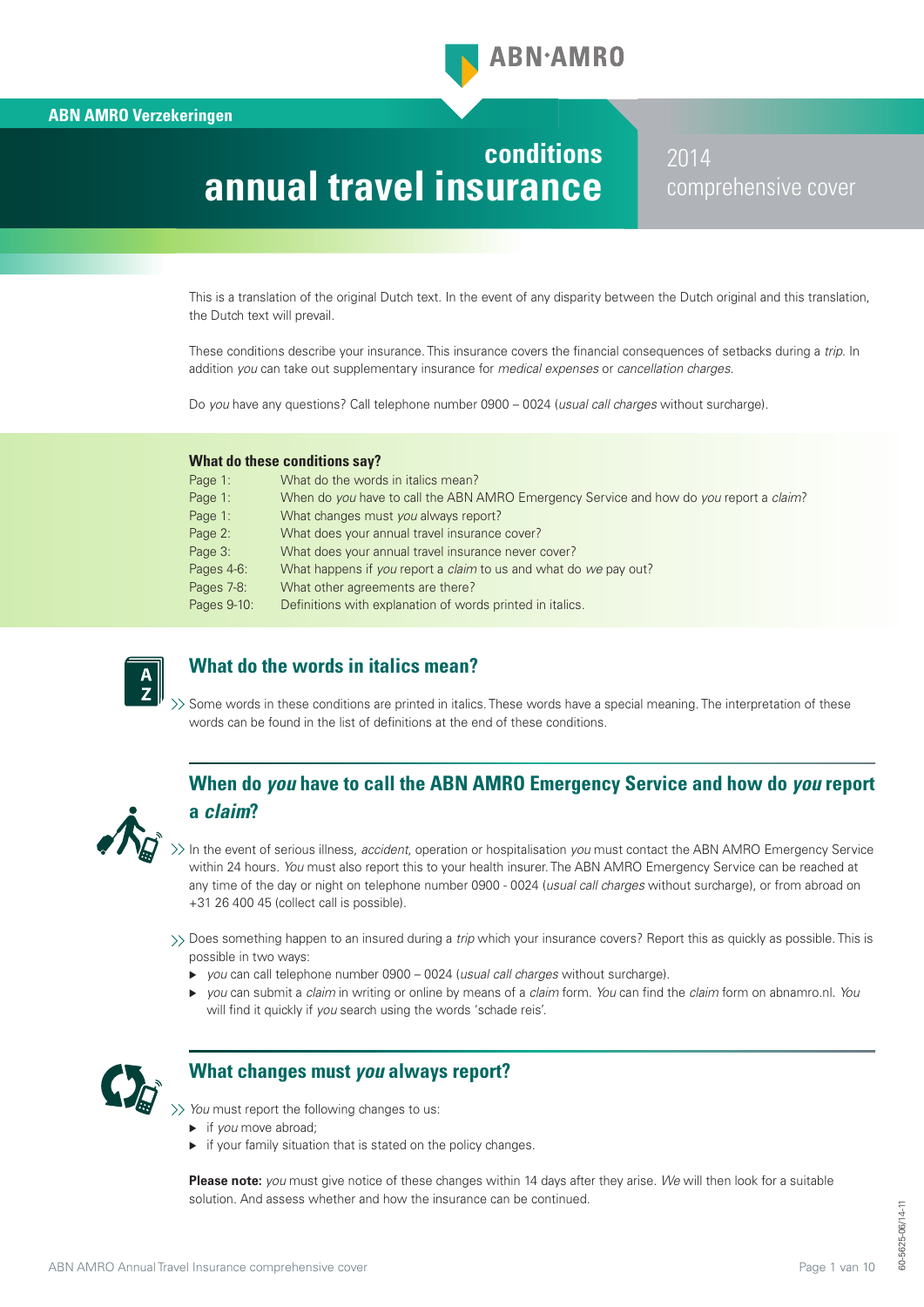ABN AMRO Verzekeringen

# conditions annual travel insurance

2014
comprehensive cover

This is a translation of the original Dutch text. In the event of any disparity between the Dutch original and this translation, the Dutch text will prevail.

These conditions describe your insurance. This insurance covers the financial consequences of setbacks during a *trip*. In addition *you* can take out supplementary insurance for *medical expenses* or *cancellation charges*.

Do *you* have any questions? Call telephone number 0900 – 0024 (*usual call charges* without surcharge).

**What do these conditions say?**

| | |
|---|---|
| Page 1: | What do the words in italics mean? |
| Page 1: | When do *you* have to call the ABN AMRO Emergency Service and how do *you* report a *claim*? |
| Page 1: | What changes must *you* always report? |
| Page 2: | What does your annual travel insurance cover? |
| Page 3: | What does your annual travel insurance never cover? |
| Pages 4-6: | What happens if *you* report a *claim* to us and what do *we* pay out? |
| Pages 7-8: | What other agreements are there? |
| Pages 9-10: | Definitions with explanation of words printed in italics. |

## What do the words in italics mean?

Some words in these conditions are printed in italics. These words have a special meaning. The interpretation of these words can be found in the list of definitions at the end of these conditions.

## When do *you* have to call the ABN AMRO Emergency Service and how do *you* report a *claim*?

In the event of serious illness, *accident*, operation or hospitalisation *you* must contact the ABN AMRO Emergency Service within 24 hours. *You* must also report this to your health insurer. The ABN AMRO Emergency Service can be reached at any time of the day or night on telephone number 0900 - 0024 (*usual call charges* without surcharge), or from abroad on +31 26 400 45 (collect call is possible).

Does something happen to an insured during a *trip* which your insurance covers? Report this as quickly as possible. This is possible in two ways:

- *you* can call telephone number 0900 – 0024 (*usual call charges* without surcharge).
- *you* can submit a *claim* in writing or online by means of a *claim* form. *You* can find the *claim* form on abnamro.nl. *You* will find it quickly if *you* search using the words 'schade reis'.

## What changes must *you* always report?

*You* must report the following changes to us:

- if *you* move abroad;
- if your family situation that is stated on the policy changes.

**Please note:** *you* must give notice of these changes within 14 days after they arise. *We* will then look for a suitable solution. And assess whether and how the insurance can be continued.

60-5625-06/14-11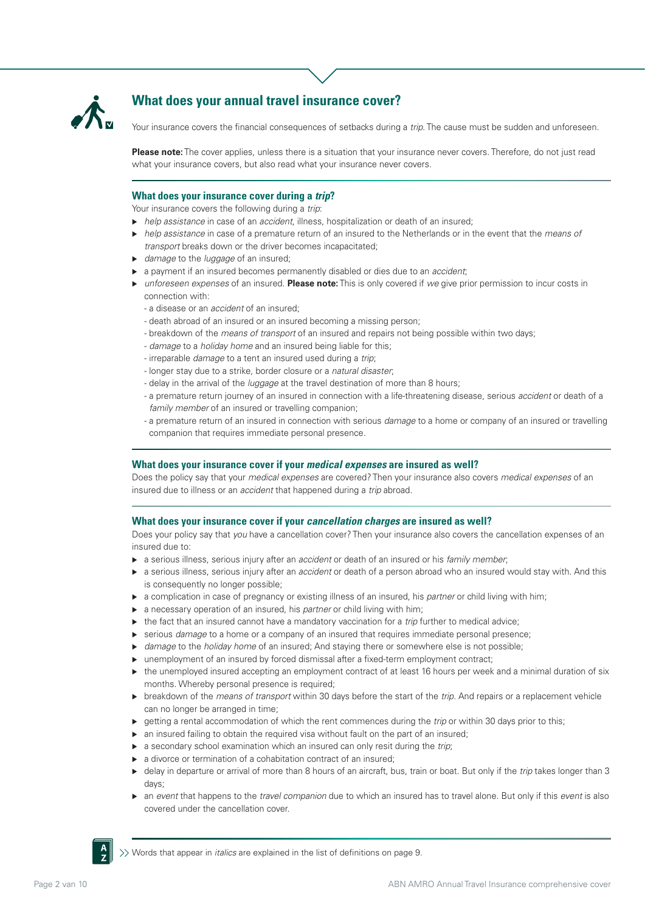## What does your annual travel insurance cover?

Your insurance covers the financial consequences of setbacks during a *trip*. The cause must be sudden and unforeseen.

**Please note:** The cover applies, unless there is a situation that your insurance never covers. Therefore, do not just read what your insurance covers, but also read what your insurance never covers.

### What does your insurance cover during a *trip*?

Your insurance covers the following during a *trip*:

- *help assistance* in case of an *accident*, illness, hospitalization or death of an insured;
- *help assistance* in case of a premature return of an insured to the Netherlands or in the event that the *means of transport* breaks down or the driver becomes incapacitated;
- *damage* to the *luggage* of an insured;
- a payment if an insured becomes permanently disabled or dies due to an *accident*;
- *unforeseen expenses* of an insured. **Please note:** This is only covered if *we* give prior permission to incur costs in connection with:
  - a disease or an *accident* of an insured;
  - death abroad of an insured or an insured becoming a missing person;
  - breakdown of the *means of transport* of an insured and repairs not being possible within two days;
  - *damage* to a *holiday home* and an insured being liable for this;
  - irreparable *damage* to a tent an insured used during a *trip*;
  - longer stay due to a strike, border closure or a *natural disaster*;
  - delay in the arrival of the *luggage* at the travel destination of more than 8 hours;
  - a premature return journey of an insured in connection with a life-threatening disease, serious *accident* or death of a *family member* of an insured or travelling companion;
  - a premature return of an insured in connection with serious *damage* to a home or company of an insured or travelling companion that requires immediate personal presence.

### What does your insurance cover if your *medical expenses* are insured as well?

Does the policy say that your *medical expenses* are covered? Then your insurance also covers *medical expenses* of an insured due to illness or an *accident* that happened during a *trip* abroad.

### What does your insurance cover if your *cancellation charges* are insured as well?

Does your policy say that *you* have a cancellation cover? Then your insurance also covers the cancellation expenses of an insured due to:

- a serious illness, serious injury after an *accident* or death of an insured or his *family member*;
- a serious illness, serious injury after an *accident* or death of a person abroad who an insured would stay with. And this is consequently no longer possible;
- a complication in case of pregnancy or existing illness of an insured, his *partner* or child living with him;
- a necessary operation of an insured, his *partner* or child living with him;
- the fact that an insured cannot have a mandatory vaccination for a *trip* further to medical advice;
- serious *damage* to a home or a company of an insured that requires immediate personal presence;
- *damage* to the *holiday home* of an insured; And staying there or somewhere else is not possible;
- unemployment of an insured by forced dismissal after a fixed-term employment contract;
- the unemployed insured accepting an employment contract of at least 16 hours per week and a minimal duration of six months. Whereby personal presence is required;
- breakdown of the *means of transport* within 30 days before the start of the *trip*. And repairs or a replacement vehicle can no longer be arranged in time;
- getting a rental accommodation of which the rent commences during the *trip* or within 30 days prior to this;
- an insured failing to obtain the required visa without fault on the part of an insured;
- a secondary school examination which an insured can only resit during the *trip*;
- a divorce or termination of a cohabitation contract of an insured;
- delay in departure or arrival of more than 8 hours of an aircraft, bus, train or boat. But only if the *trip* takes longer than 3 days;
- an *event* that happens to the *travel companion* due to which an insured has to travel alone. But only if this *event* is also covered under the cancellation cover.

>> Words that appear in *italics* are explained in the list of definitions on page 9.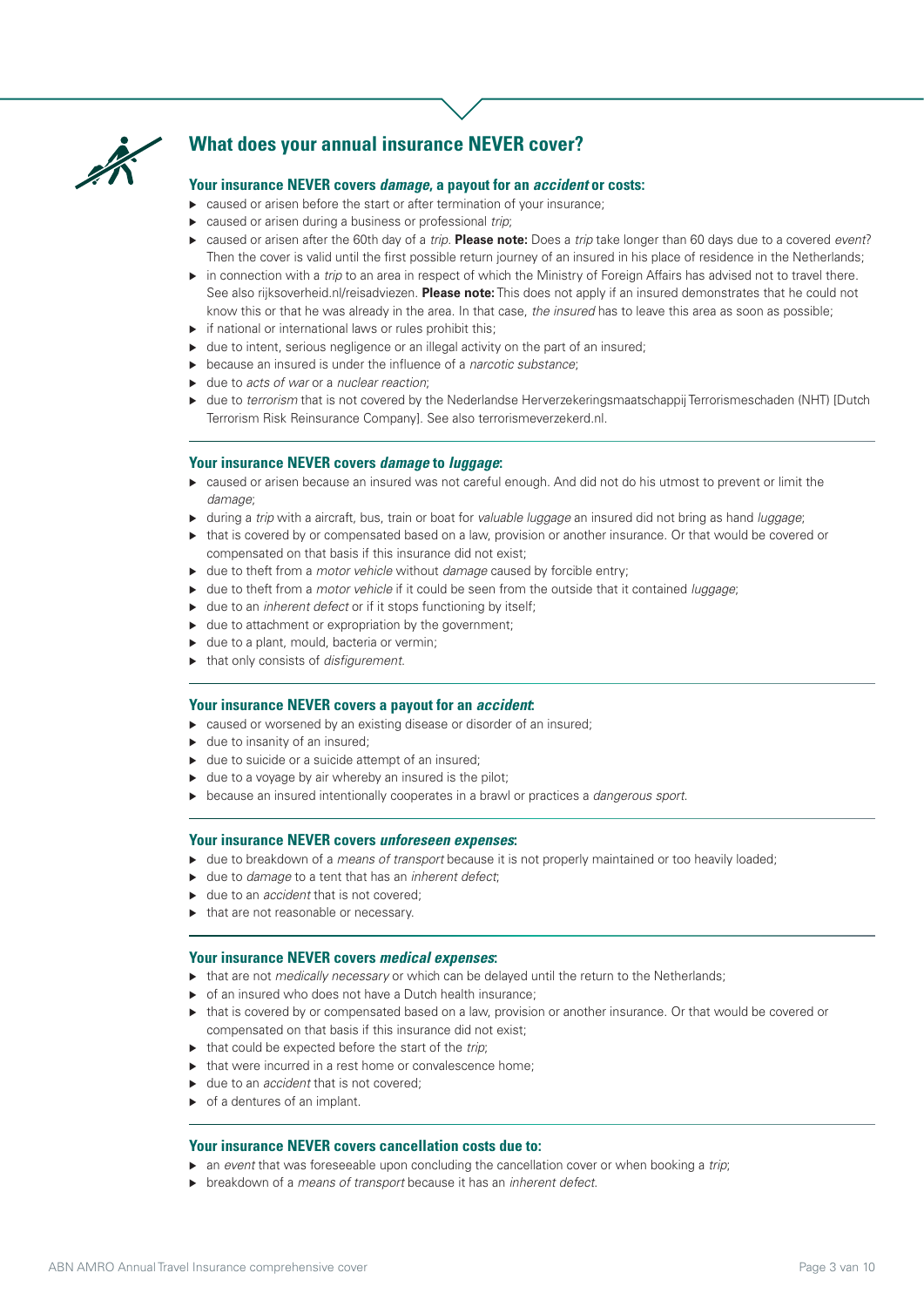## What does your annual insurance NEVER cover?

### Your insurance NEVER covers *damage*, a payout for an *accident* or costs:

- caused or arisen before the start or after termination of your insurance;
- caused or arisen during a business or professional *trip*;
- caused or arisen after the 60th day of a *trip*. **Please note:** Does a *trip* take longer than 60 days due to a covered *event*? Then the cover is valid until the first possible return journey of an insured in his place of residence in the Netherlands;
- in connection with a *trip* to an area in respect of which the Ministry of Foreign Affairs has advised not to travel there. See also rijksoverheid.nl/reisadviezen. **Please note:** This does not apply if an insured demonstrates that he could not know this or that he was already in the area. In that case, *the insured* has to leave this area as soon as possible;
- if national or international laws or rules prohibit this;
- due to intent, serious negligence or an illegal activity on the part of an insured;
- because an insured is under the influence of a *narcotic substance*;
- due to *acts of war* or a *nuclear reaction*;
- due to *terrorism* that is not covered by the Nederlandse Herverzekeringsmaatschappij Terrorismeschaden (NHT) [Dutch Terrorism Risk Reinsurance Company]. See also terrorismeverzekerd.nl.

### Your insurance NEVER covers *damage* to *luggage*:

- caused or arisen because an insured was not careful enough. And did not do his utmost to prevent or limit the *damage*;
- during a *trip* with a aircraft, bus, train or boat for *valuable luggage* an insured did not bring as hand *luggage*;
- that is covered by or compensated based on a law, provision or another insurance. Or that would be covered or compensated on that basis if this insurance did not exist;
- due to theft from a *motor vehicle* without *damage* caused by forcible entry;
- due to theft from a *motor vehicle* if it could be seen from the outside that it contained *luggage*;
- due to an *inherent defect* or if it stops functioning by itself;
- due to attachment or expropriation by the government;
- due to a plant, mould, bacteria or vermin;
- that only consists of *disfigurement*.

### Your insurance NEVER covers a payout for an *accident*:

- caused or worsened by an existing disease or disorder of an insured;
- due to insanity of an insured;
- due to suicide or a suicide attempt of an insured;
- due to a voyage by air whereby an insured is the pilot;
- because an insured intentionally cooperates in a brawl or practices a *dangerous sport*.

### Your insurance NEVER covers *unforeseen expenses*:

- due to breakdown of a *means of transport* because it is not properly maintained or too heavily loaded;
- due to *damage* to a tent that has an *inherent defect*;
- due to an *accident* that is not covered;
- that are not reasonable or necessary.

### Your insurance NEVER covers *medical expenses*:

- that are not *medically necessary* or which can be delayed until the return to the Netherlands;
- of an insured who does not have a Dutch health insurance;
- that is covered by or compensated based on a law, provision or another insurance. Or that would be covered or compensated on that basis if this insurance did not exist;
- that could be expected before the start of the *trip*;
- that were incurred in a rest home or convalescence home;
- due to an *accident* that is not covered;
- of a dentures of an implant.

### Your insurance NEVER covers cancellation costs due to:

- an *event* that was foreseeable upon concluding the cancellation cover or when booking a *trip*;
- breakdown of a *means of transport* because it has an *inherent defect*.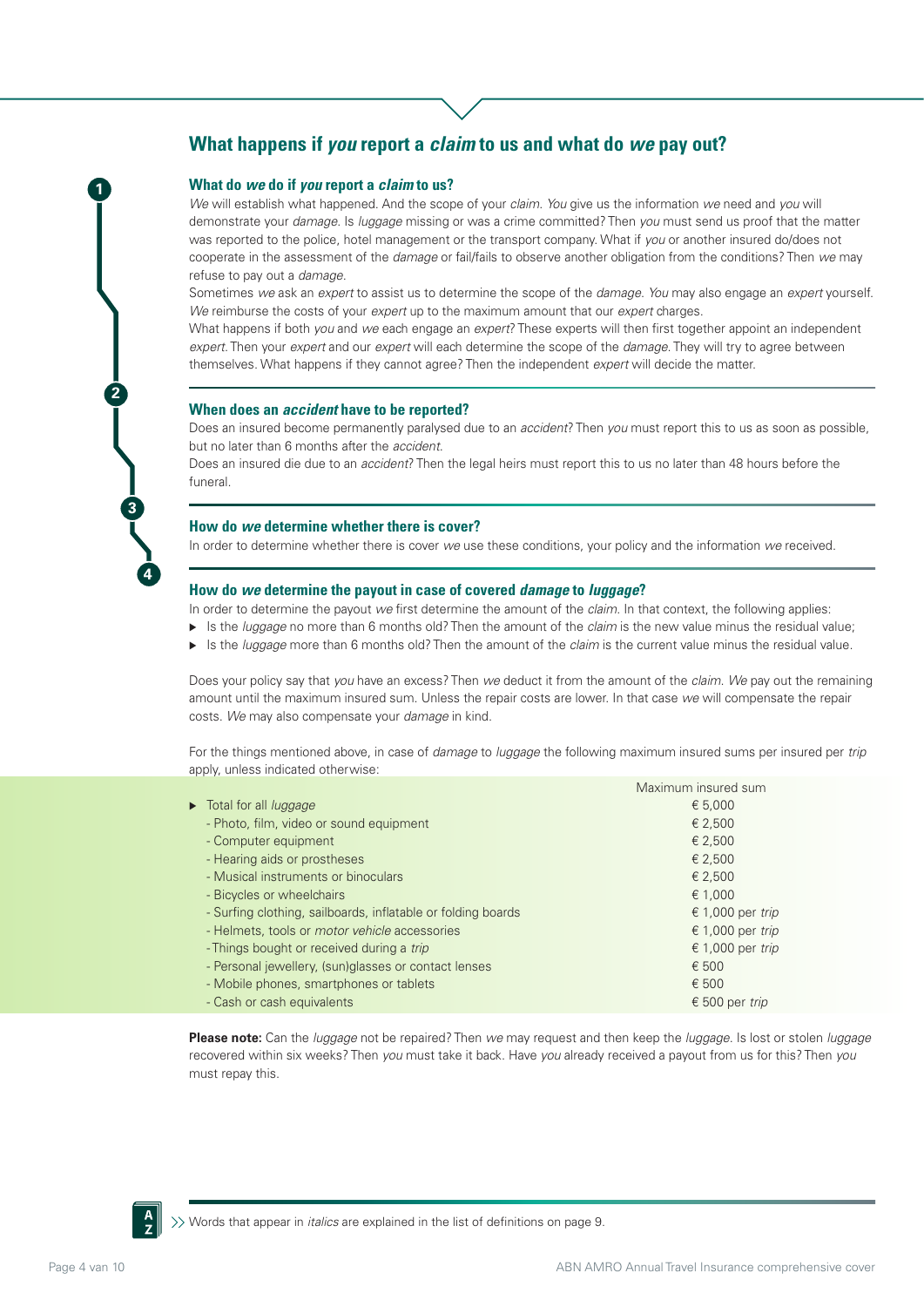## What happens if *you* report a *claim* to us and what do *we* pay out?

### What do *we* do if *you* report a *claim* to us?

*We* will establish what happened. And the scope of your *claim*. *You* give us the information *we* need and *you* will demonstrate your *damage*. Is *luggage* missing or was a crime committed? Then *you* must send us proof that the matter was reported to the police, hotel management or the transport company. What if *you* or another insured do/does not cooperate in the assessment of the *damage* or fail/fails to observe another obligation from the conditions? Then *we* may refuse to pay out a *damage*.

Sometimes *we* ask an *expert* to assist us to determine the scope of the *damage*. *You* may also engage an *expert* yourself. *We* reimburse the costs of your *expert* up to the maximum amount that our *expert* charges.

What happens if both *you* and *we* each engage an *expert*? These experts will then first together appoint an independent *expert*. Then your *expert* and our *expert* will each determine the scope of the *damage*. They will try to agree between themselves. What happens if they cannot agree? Then the independent *expert* will decide the matter.

### When does an *accident* have to be reported?

Does an insured become permanently paralysed due to an *accident*? Then *you* must report this to us as soon as possible, but no later than 6 months after the *accident*.

Does an insured die due to an *accident*? Then the legal heirs must report this to us no later than 48 hours before the funeral.

### How do *we* determine whether there is cover?

In order to determine whether there is cover *we* use these conditions, your policy and the information *we* received.

### How do *we* determine the payout in case of covered *damage* to *luggage*?

In order to determine the payout *we* first determine the amount of the *claim*. In that context, the following applies:

- Is the *luggage* no more than 6 months old? Then the amount of the *claim* is the new value minus the residual value;
- Is the *luggage* more than 6 months old? Then the amount of the *claim* is the current value minus the residual value.

Does your policy say that *you* have an excess? Then *we* deduct it from the amount of the *claim*. *We* pay out the remaining amount until the maximum insured sum. Unless the repair costs are lower. In that case *we* will compensate the repair costs. *We* may also compensate your *damage* in kind.

For the things mentioned above, in case of *damage* to *luggage* the following maximum insured sums per insured per *trip* apply, unless indicated otherwise:

| | Maximum insured sum |
|---|---|
| ▶ Total for all *luggage* | € 5,000 |
| - Photo, film, video or sound equipment | € 2,500 |
| - Computer equipment | € 2,500 |
| - Hearing aids or prostheses | € 2,500 |
| - Musical instruments or binoculars | € 2,500 |
| - Bicycles or wheelchairs | € 1,000 |
| - Surfing clothing, sailboards, inflatable or folding boards | € 1,000 per *trip* |
| - Helmets, tools or *motor vehicle* accessories | € 1,000 per *trip* |
| - Things bought or received during a *trip* | € 1,000 per *trip* |
| - Personal jewellery, (sun)glasses or contact lenses | € 500 |
| - Mobile phones, smartphones or tablets | € 500 |
| - Cash or cash equivalents | € 500 per *trip* |

**Please note:** Can the *luggage* not be repaired? Then *we* may request and then keep the *luggage*. Is lost or stolen *luggage* recovered within six weeks? Then *you* must take it back. Have *you* already received a payout from us for this? Then *you* must repay this.

>> Words that appear in *italics* are explained in the list of definitions on page 9.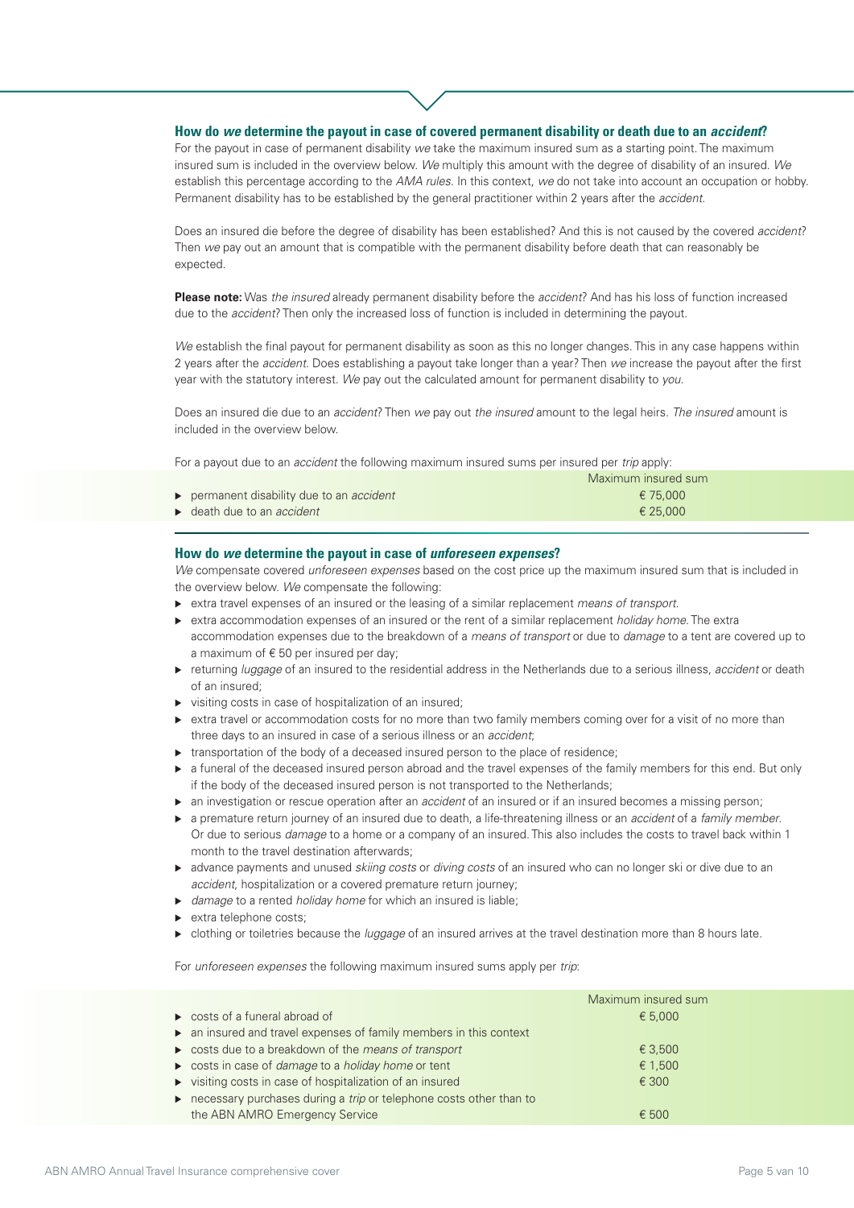### How do *we* determine the payout in case of covered permanent disability or death due to an *accident*?

For the payout in case of permanent disability *we* take the maximum insured sum as a starting point. The maximum insured sum is included in the overview below. *We* multiply this amount with the degree of disability of an insured. *We* establish this percentage according to the *AMA rules*. In this context, *we* do not take into account an occupation or hobby. Permanent disability has to be established by the general practitioner within 2 years after the *accident*.

Does an insured die before the degree of disability has been established? And this is not caused by the covered *accident*? Then *we* pay out an amount that is compatible with the permanent disability before death that can reasonably be expected.

**Please note:** Was *the insured* already permanent disability before the *accident*? And has his loss of function increased due to the *accident*? Then only the increased loss of function is included in determining the payout.

*We* establish the final payout for permanent disability as soon as this no longer changes. This in any case happens within 2 years after the *accident*. Does establishing a payout take longer than a year? Then *we* increase the payout after the first year with the statutory interest. *We* pay out the calculated amount for permanent disability to *you*.

Does an insured die due to an *accident*? Then *we* pay out *the insured* amount to the legal heirs. *The insured* amount is included in the overview below.

For a payout due to an *accident* the following maximum insured sums per insured per *trip* apply:

| | Maximum insured sum |
|---|---|
| ▸ permanent disability due to an *accident* | € 75,000 |
| ▸ death due to an *accident* | € 25,000 |

### How do *we* determine the payout in case of *unforeseen expenses*?

*We* compensate covered *unforeseen expenses* based on the cost price up the maximum insured sum that is included in the overview below. *We* compensate the following:

- extra travel expenses of an insured or the leasing of a similar replacement *means of transport*.
- extra accommodation expenses of an insured or the rent of a similar replacement *holiday home*. The extra accommodation expenses due to the breakdown of a *means of transport* or due to *damage* to a tent are covered up to a maximum of € 50 per insured per day;
- returning *luggage* of an insured to the residential address in the Netherlands due to a serious illness, *accident* or death of an insured;
- visiting costs in case of hospitalization of an insured;
- extra travel or accommodation costs for no more than two family members coming over for a visit of no more than three days to an insured in case of a serious illness or an *accident*;
- transportation of the body of a deceased insured person to the place of residence;
- a funeral of the deceased insured person abroad and the travel expenses of the family members for this end. But only if the body of the deceased insured person is not transported to the Netherlands;
- an investigation or rescue operation after an *accident* of an insured or if an insured becomes a missing person;
- a premature return journey of an insured due to death, a life-threatening illness or an *accident* of a *family member*. Or due to serious *damage* to a home or a company of an insured. This also includes the costs to travel back within 1 month to the travel destination afterwards;
- advance payments and unused *skiing costs* or *diving costs* of an insured who can no longer ski or dive due to an *accident*, hospitalization or a covered premature return journey;
- *damage* to a rented *holiday home* for which an insured is liable;
- extra telephone costs;
- clothing or toiletries because the *luggage* of an insured arrives at the travel destination more than 8 hours late.

For *unforeseen expenses* the following maximum insured sums apply per *trip*:

| | Maximum insured sum |
|---|---|
| ▸ costs of a funeral abroad of an insured and travel expenses of family members in this context | € 5,000 |
| ▸ costs due to a breakdown of the *means of transport* | € 3,500 |
| ▸ costs in case of *damage* to a *holiday home* or tent | € 1,500 |
| ▸ visiting costs in case of hospitalization of an insured | € 300 |
| ▸ necessary purchases during a *trip* or telephone costs other than to the ABN AMRO Emergency Service | € 500 |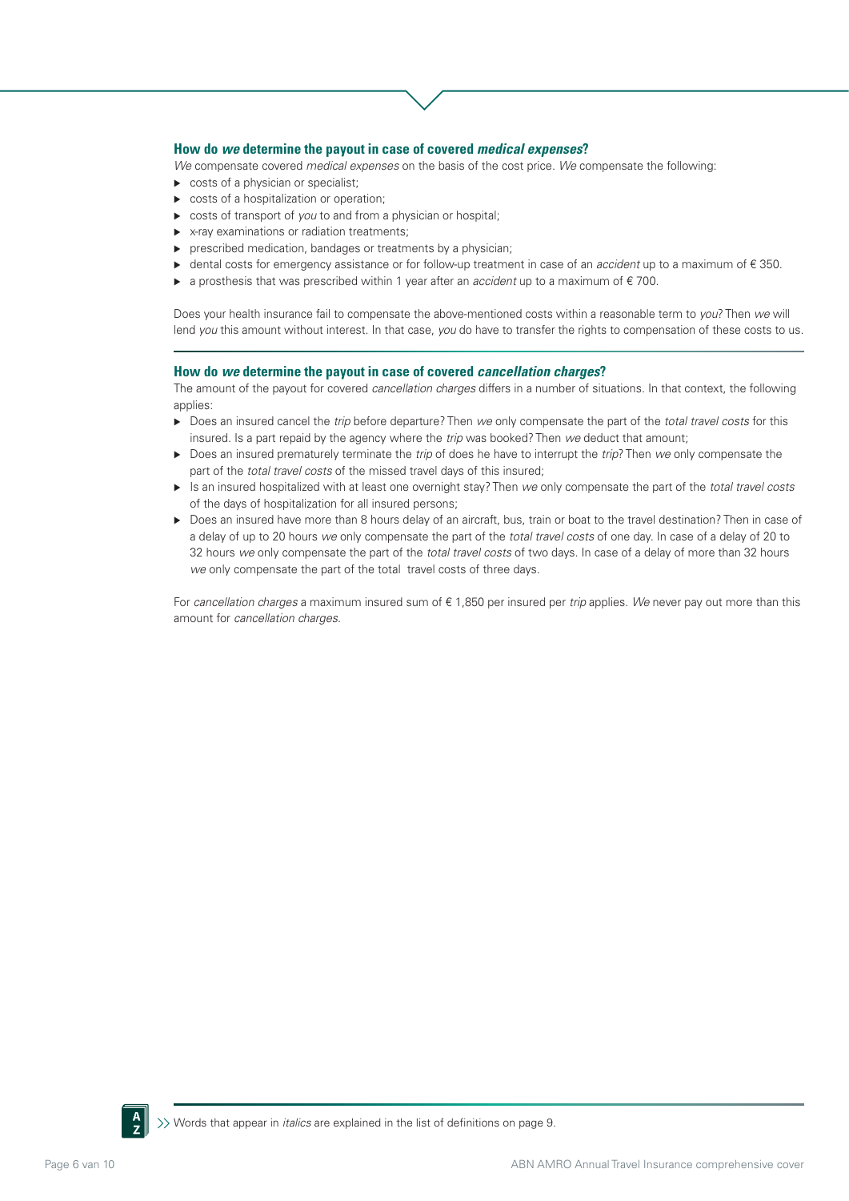### How do *we* determine the payout in case of covered *medical expenses*?

*We* compensate covered *medical expenses* on the basis of the cost price. *We* compensate the following:

- costs of a physician or specialist;
- costs of a hospitalization or operation;
- costs of transport of *you* to and from a physician or hospital;
- x-ray examinations or radiation treatments;
- prescribed medication, bandages or treatments by a physician;
- dental costs for emergency assistance or for follow-up treatment in case of an *accident* up to a maximum of € 350.
- a prosthesis that was prescribed within 1 year after an *accident* up to a maximum of € 700.

Does your health insurance fail to compensate the above-mentioned costs within a reasonable term to *you*? Then *we* will lend *you* this amount without interest. In that case, *you* do have to transfer the rights to compensation of these costs to us.

### How do *we* determine the payout in case of covered *cancellation charges*?

The amount of the payout for covered *cancellation charges* differs in a number of situations. In that context, the following applies:

- Does an insured cancel the *trip* before departure? Then *we* only compensate the part of the *total travel costs* for this insured. Is a part repaid by the agency where the *trip* was booked? Then *we* deduct that amount;
- Does an insured prematurely terminate the *trip* of does he have to interrupt the *trip*? Then *we* only compensate the part of the *total travel costs* of the missed travel days of this insured;
- Is an insured hospitalized with at least one overnight stay? Then *we* only compensate the part of the *total travel costs* of the days of hospitalization for all insured persons;
- Does an insured have more than 8 hours delay of an aircraft, bus, train or boat to the travel destination? Then in case of a delay of up to 20 hours *we* only compensate the part of the *total travel costs* of one day. In case of a delay of 20 to 32 hours *we* only compensate the part of the *total travel costs* of two days. In case of a delay of more than 32 hours *we* only compensate the part of the total travel costs of three days.

For *cancellation charges* a maximum insured sum of € 1,850 per insured per *trip* applies. *We* never pay out more than this amount for *cancellation charges*.

Words that appear in *italics* are explained in the list of definitions on page 9.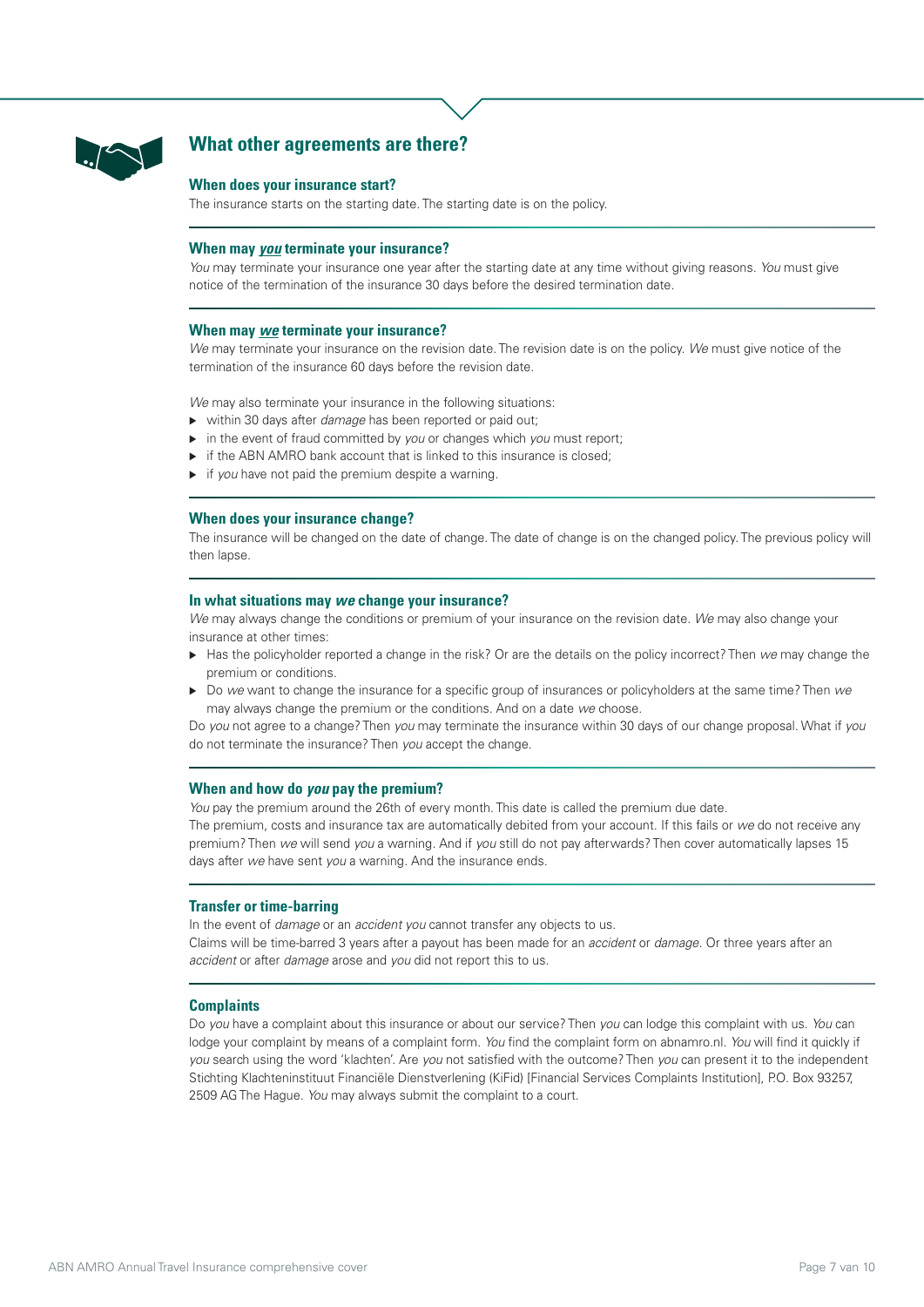## What other agreements are there?

### When does your insurance start?

The insurance starts on the starting date. The starting date is on the policy.

### When may ***you*** terminate your insurance?

*You* may terminate your insurance one year after the starting date at any time without giving reasons. *You* must give notice of the termination of the insurance 30 days before the desired termination date.

### When may ***we*** terminate your insurance?

*We* may terminate your insurance on the revision date. The revision date is on the policy. *We* must give notice of the termination of the insurance 60 days before the revision date.

*We* may also terminate your insurance in the following situations:

- within 30 days after *damage* has been reported or paid out;
- in the event of fraud committed by *you* or changes which *you* must report;
- if the ABN AMRO bank account that is linked to this insurance is closed;
- if *you* have not paid the premium despite a warning.

### When does your insurance change?

The insurance will be changed on the date of change. The date of change is on the changed policy. The previous policy will then lapse.

### In what situations may ***we*** change your insurance?

*We* may always change the conditions or premium of your insurance on the revision date. *We* may also change your insurance at other times:

- Has the policyholder reported a change in the risk? Or are the details on the policy incorrect? Then *we* may change the premium or conditions.
- Do *we* want to change the insurance for a specific group of insurances or policyholders at the same time? Then *we* may always change the premium or the conditions. And on a date *we* choose.

Do *you* not agree to a change? Then *you* may terminate the insurance within 30 days of our change proposal. What if *you* do not terminate the insurance? Then *you* accept the change.

### When and how do ***you*** pay the premium?

*You* pay the premium around the 26th of every month. This date is called the premium due date.
The premium, costs and insurance tax are automatically debited from your account. If this fails or *we* do not receive any premium? Then *we* will send *you* a warning. And if *you* still do not pay afterwards? Then cover automatically lapses 15 days after *we* have sent *you* a warning. And the insurance ends.

### Transfer or time-barring

In the event of *damage* or an *accident you* cannot transfer any objects to us.
Claims will be time-barred 3 years after a payout has been made for an *accident* or *damage*. Or three years after an *accident* or after *damage* arose and *you* did not report this to us.

### Complaints

Do *you* have a complaint about this insurance or about our service? Then *you* can lodge this complaint with us. *You* can lodge your complaint by means of a complaint form. *You* find the complaint form on abnamro.nl. *You* will find it quickly if *you* search using the word 'klachten'. Are *you* not satisfied with the outcome? Then *you* can present it to the independent Stichting Klachteninstituut Financiële Dienstverlening (KiFid) [Financial Services Complaints Institution], P.O. Box 93257, 2509 AG The Hague. *You* may always submit the complaint to a court.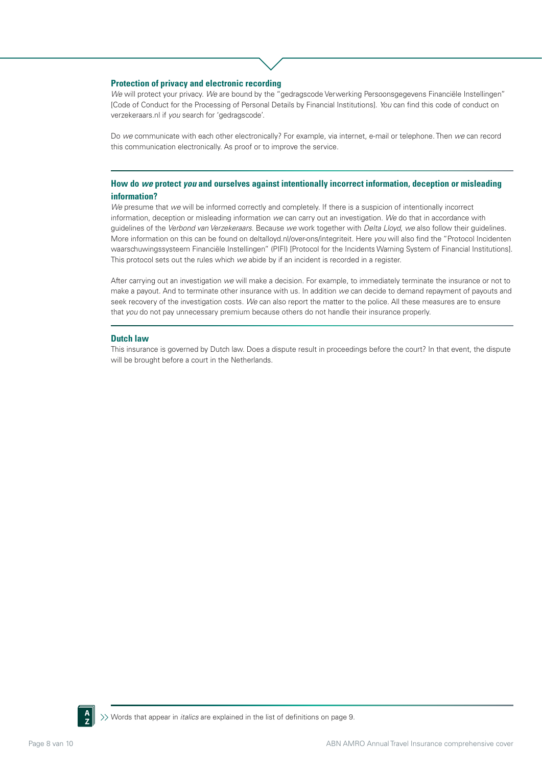### Protection of privacy and electronic recording

*We* will protect your privacy. *We* are bound by the "gedragscode Verwerking Persoonsgegevens Financiële Instellingen" [Code of Conduct for the Processing of Personal Details by Financial Institutions]. *You* can find this code of conduct on verzekeraars.nl if *you* search for 'gedragscode'.

Do *we* communicate with each other electronically? For example, via internet, e-mail or telephone. Then *we* can record this communication electronically. As proof or to improve the service.

### How do *we* protect *you* and ourselves against intentionally incorrect information, deception or misleading information?

*We* presume that *we* will be informed correctly and completely. If there is a suspicion of intentionally incorrect information, deception or misleading information *we* can carry out an investigation. *We* do that in accordance with guidelines of the *Verbond van Verzekeraars*. Because *we* work together with *Delta Lloyd*, *we* also follow their guidelines. More information on this can be found on deltalloyd.nl/over-ons/integriteit. Here *you* will also find the "Protocol Incidenten waarschuwingssysteem Financiële Instellingen" (PIFI) [Protocol for the Incidents Warning System of Financial Institutions]. This protocol sets out the rules which *we* abide by if an incident is recorded in a register.

After carrying out an investigation *we* will make a decision. For example, to immediately terminate the insurance or not to make a payout. And to terminate other insurance with us. In addition *we* can decide to demand repayment of payouts and seek recovery of the investigation costs. *We* can also report the matter to the police. All these measures are to ensure that *you* do not pay unnecessary premium because others do not handle their insurance properly.

### Dutch law

This insurance is governed by Dutch law. Does a dispute result in proceedings before the court? In that event, the dispute will be brought before a court in the Netherlands.

Words that appear in *italics* are explained in the list of definitions on page 9.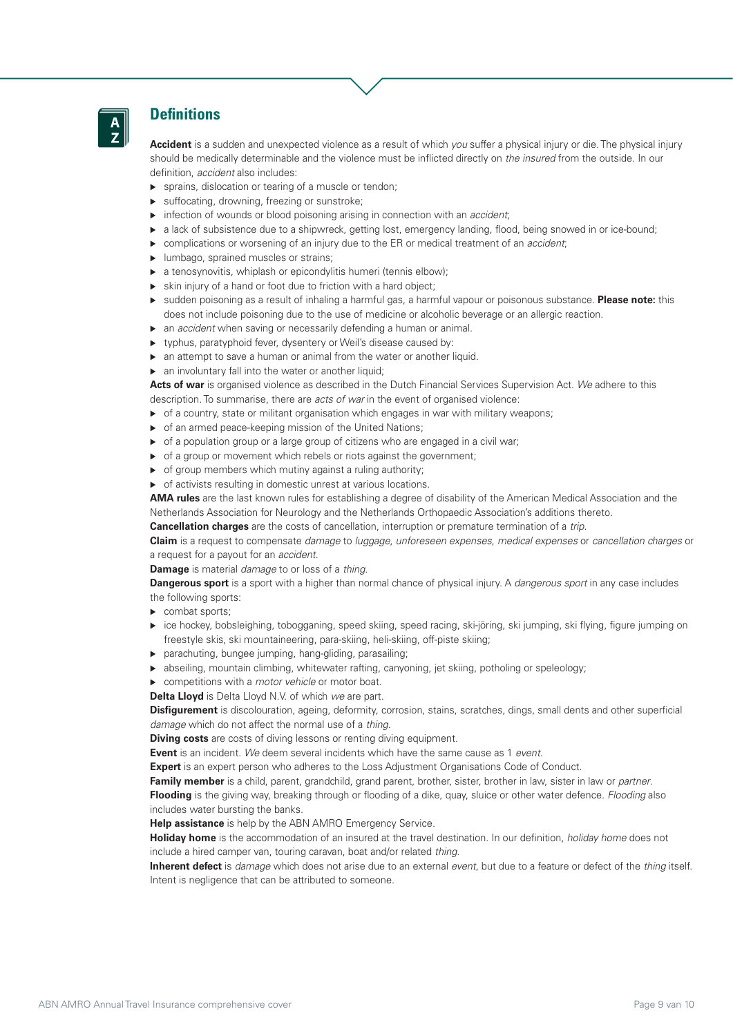## Definitions

**Accident** is a sudden and unexpected violence as a result of which *you* suffer a physical injury or die. The physical injury should be medically determinable and the violence must be inflicted directly on *the insured* from the outside. In our definition, *accident* also includes:

- sprains, dislocation or tearing of a muscle or tendon;
- suffocating, drowning, freezing or sunstroke;
- infection of wounds or blood poisoning arising in connection with an *accident*;
- a lack of subsistence due to a shipwreck, getting lost, emergency landing, flood, being snowed in or ice-bound;
- complications or worsening of an injury due to the ER or medical treatment of an *accident*;
- lumbago, sprained muscles or strains;
- a tenosynovitis, whiplash or epicondylitis humeri (tennis elbow);
- skin injury of a hand or foot due to friction with a hard object;
- sudden poisoning as a result of inhaling a harmful gas, a harmful vapour or poisonous substance. **Please note:** this does not include poisoning due to the use of medicine or alcoholic beverage or an allergic reaction.
- an *accident* when saving or necessarily defending a human or animal.
- typhus, paratyphoid fever, dysentery or Weil's disease caused by:
- an attempt to save a human or animal from the water or another liquid.
- an involuntary fall into the water or another liquid;

**Acts of war** is organised violence as described in the Dutch Financial Services Supervision Act. *We* adhere to this description. To summarise, there are *acts of war* in the event of organised violence:

- of a country, state or militant organisation which engages in war with military weapons;
- of an armed peace-keeping mission of the United Nations;
- of a population group or a large group of citizens who are engaged in a civil war;
- of a group or movement which rebels or riots against the government;
- of group members which mutiny against a ruling authority;
- of activists resulting in domestic unrest at various locations.

**AMA rules** are the last known rules for establishing a degree of disability of the American Medical Association and the Netherlands Association for Neurology and the Netherlands Orthopaedic Association's additions thereto.

**Cancellation charges** are the costs of cancellation, interruption or premature termination of a *trip*.

**Claim** is a request to compensate *damage* to *luggage*, *unforeseen expenses*, *medical expenses* or *cancellation charges* or a request for a payout for an *accident*.

**Damage** is material *damage* to or loss of a *thing*.

**Dangerous sport** is a sport with a higher than normal chance of physical injury. A *dangerous sport* in any case includes the following sports:

- combat sports;
- ice hockey, bobsleighing, tobogganing, speed skiing, speed racing, ski-jöring, ski jumping, ski flying, figure jumping on freestyle skis, ski mountaineering, para-skiing, heli-skiing, off-piste skiing;
- parachuting, bungee jumping, hang-gliding, parasailing;
- abseiling, mountain climbing, whitewater rafting, canyoning, jet skiing, potholing or speleology;
- competitions with a *motor vehicle* or motor boat.

**Delta Lloyd** is Delta Lloyd N.V. of which *we* are part.

**Disfigurement** is discolouration, ageing, deformity, corrosion, stains, scratches, dings, small dents and other superficial *damage* which do not affect the normal use of a *thing*.

**Diving costs** are costs of diving lessons or renting diving equipment.

**Event** is an incident. *We* deem several incidents which have the same cause as 1 *event*.

**Expert** is an expert person who adheres to the Loss Adjustment Organisations Code of Conduct.

**Family member** is a child, parent, grandchild, grand parent, brother, sister, brother in law, sister in law or *partner*.

**Flooding** is the giving way, breaking through or flooding of a dike, quay, sluice or other water defence. *Flooding* also includes water bursting the banks.

**Help assistance** is help by the ABN AMRO Emergency Service.

**Holiday home** is the accommodation of an insured at the travel destination. In our definition, *holiday home* does not include a hired camper van, touring caravan, boat and/or related *thing*.

**Inherent defect** is *damage* which does not arise due to an external *event*, but due to a feature or defect of the *thing* itself.
Intent is negligence that can be attributed to someone.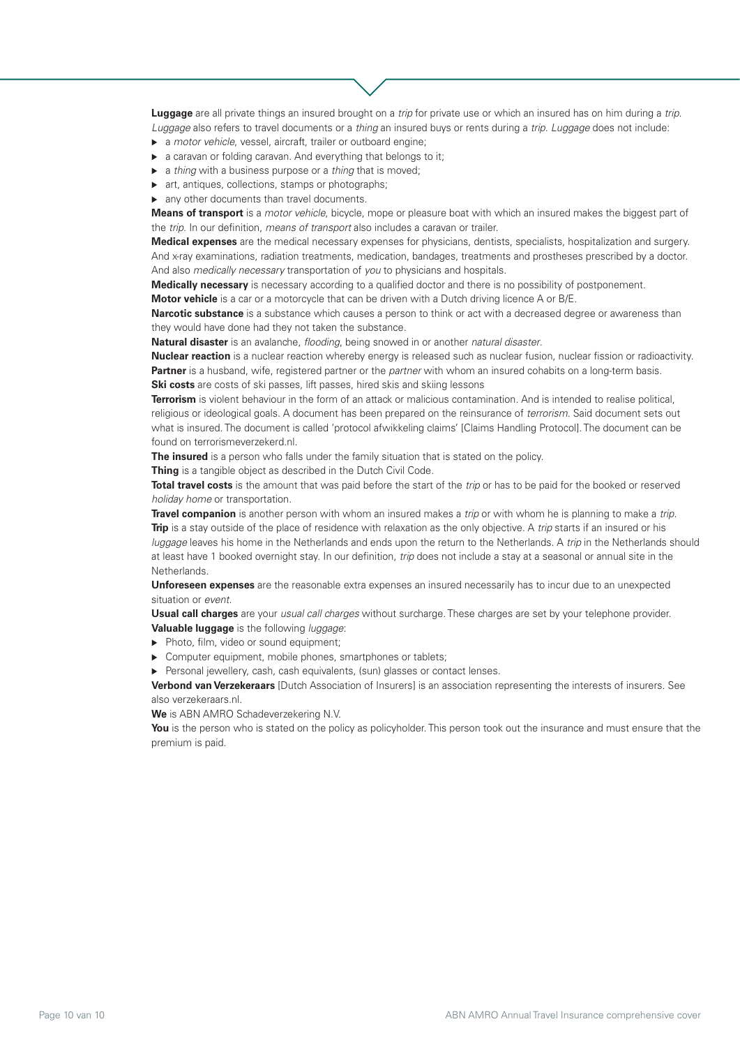**Luggage** are all private things an insured brought on a *trip* for private use or which an insured has on him during a *trip*. *Luggage* also refers to travel documents or a *thing* an insured buys or rents during a *trip*. *Luggage* does not include:

- a *motor vehicle*, vessel, aircraft, trailer or outboard engine;
- a caravan or folding caravan. And everything that belongs to it;
- a *thing* with a business purpose or a *thing* that is moved;
- art, antiques, collections, stamps or photographs;
- any other documents than travel documents.

**Means of transport** is a *motor vehicle*, bicycle, mope or pleasure boat with which an insured makes the biggest part of the *trip*. In our definition, *means of transport* also includes a caravan or trailer.

**Medical expenses** are the medical necessary expenses for physicians, dentists, specialists, hospitalization and surgery. And x-ray examinations, radiation treatments, medication, bandages, treatments and prostheses prescribed by a doctor. And also *medically necessary* transportation of *you* to physicians and hospitals.

**Medically necessary** is necessary according to a qualified doctor and there is no possibility of postponement.

**Motor vehicle** is a car or a motorcycle that can be driven with a Dutch driving licence A or B/E.

**Narcotic substance** is a substance which causes a person to think or act with a decreased degree or awareness than they would have done had they not taken the substance.

**Natural disaster** is an avalanche, *flooding*, being snowed in or another *natural disaster*.

**Nuclear reaction** is a nuclear reaction whereby energy is released such as nuclear fusion, nuclear fission or radioactivity.

**Partner** is a husband, wife, registered partner or the *partner* with whom an insured cohabits on a long-term basis.

**Ski costs** are costs of ski passes, lift passes, hired skis and skiing lessons

**Terrorism** is violent behaviour in the form of an attack or malicious contamination. And is intended to realise political, religious or ideological goals. A document has been prepared on the reinsurance of *terrorism*. Said document sets out what is insured. The document is called 'protocol afwikkeling claims' [Claims Handling Protocol]. The document can be found on terrorismeverzekerd.nl.

**The insured** is a person who falls under the family situation that is stated on the policy.

**Thing** is a tangible object as described in the Dutch Civil Code.

**Total travel costs** is the amount that was paid before the start of the *trip* or has to be paid for the booked or reserved *holiday home* or transportation.

**Travel companion** is another person with whom an insured makes a *trip* or with whom he is planning to make a *trip*.

**Trip** is a stay outside of the place of residence with relaxation as the only objective. A *trip* starts if an insured or his *luggage* leaves his home in the Netherlands and ends upon the return to the Netherlands. A *trip* in the Netherlands should at least have 1 booked overnight stay. In our definition, *trip* does not include a stay at a seasonal or annual site in the Netherlands.

**Unforeseen expenses** are the reasonable extra expenses an insured necessarily has to incur due to an unexpected situation or *event*.

**Usual call charges** are your *usual call charges* without surcharge. These charges are set by your telephone provider.

**Valuable luggage** is the following *luggage*:

- Photo, film, video or sound equipment;
- Computer equipment, mobile phones, smartphones or tablets;
- Personal jewellery, cash, cash equivalents, (sun) glasses or contact lenses.

**Verbond van Verzekeraars** [Dutch Association of Insurers] is an association representing the interests of insurers. See also verzekeraars.nl.

**We** is ABN AMRO Schadeverzekering N.V.

**You** is the person who is stated on the policy as policyholder. This person took out the insurance and must ensure that the premium is paid.